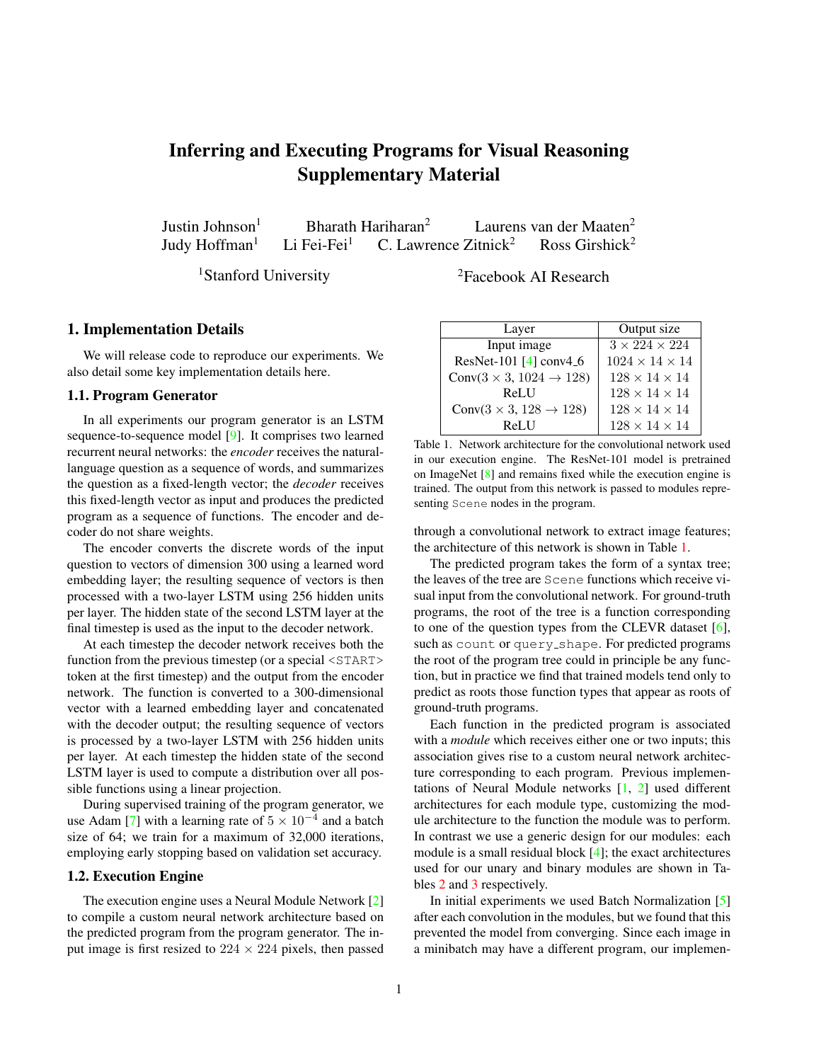# Inferring and Executing Programs for Visual Reasoning Supplementary Material

Justin Johnson[1] Bharath Hariharan[2] Laurens van der Maaten[2]
Judy Hoffman[1] Li Fei-Fei[1] C. Lawrence Zitnick[2] Ross Girshick[2]

[1]Stanford University [2]Facebook AI Research

## 1. Implementation Details

We will release code to reproduce our experiments. We also detail some key implementation details here.

### 1.1. Program Generator

In all experiments our program generator is an LSTM sequence-to-sequence model [9]. It comprises two learned recurrent neural networks: the *encoder* receives the natural-language question as a sequence of words, and summarizes the question as a fixed-length vector; the *decoder* receives this fixed-length vector as input and produces the predicted program as a sequence of functions. The encoder and decoder do not share weights.

The encoder converts the discrete words of the input question to vectors of dimension 300 using a learned word embedding layer; the resulting sequence of vectors is then processed with a two-layer LSTM using 256 hidden units per layer. The hidden state of the second LSTM layer at the final timestep is used as the input to the decoder network.

At each timestep the decoder network receives both the function from the previous timestep (or a special `<START>` token at the first timestep) and the output from the encoder network. The function is converted to a 300-dimensional vector with a learned embedding layer and concatenated with the decoder output; the resulting sequence of vectors is processed by a two-layer LSTM with 256 hidden units per layer. At each timestep the hidden state of the second LSTM layer is used to compute a distribution over all possible functions using a linear projection.

During supervised training of the program generator, we use Adam [7] with a learning rate of $5 \times 10^{-4}$ and a batch size of 64; we train for a maximum of 32,000 iterations, employing early stopping based on validation set accuracy.

### 1.2. Execution Engine

The execution engine uses a Neural Module Network [2] to compile a custom neural network architecture based on the predicted program from the program generator. The input image is first resized to $224 \times 224$ pixels, then passed through a convolutional network to extract image features; the architecture of this network is shown in Table 1.

| Layer | Output size |
|---|---|
| Input image | $3 \times 224 \times 224$ |
| ResNet-101 [4] conv4_6 | $1024 \times 14 \times 14$ |
| Conv($3 \times 3$, $1024 \rightarrow 128$) | $128 \times 14 \times 14$ |
| ReLU | $128 \times 14 \times 14$ |
| Conv($3 \times 3$, $128 \rightarrow 128$) | $128 \times 14 \times 14$ |
| ReLU | $128 \times 14 \times 14$ |

Table 1. Network architecture for the convolutional network used in our execution engine. The ResNet-101 model is pretrained on ImageNet [8] and remains fixed while the execution engine is trained. The output from this network is passed to modules representing `Scene` nodes in the program.

The predicted program takes the form of a syntax tree; the leaves of the tree are `Scene` functions which receive visual input from the convolutional network. For ground-truth programs, the root of the tree is a function corresponding to one of the question types from the CLEVR dataset [6], such as `count` or `query_shape`. For predicted programs the root of the program tree could in principle be any function, but in practice we find that trained models tend only to predict as roots those function types that appear as roots of ground-truth programs.

Each function in the predicted program is associated with a *module* which receives either one or two inputs; this association gives rise to a custom neural network architecture corresponding to each program. Previous implementations of Neural Module networks [1, 2] used different architectures for each module type, customizing the module architecture to the function the module was to perform. In contrast we use a generic design for our modules: each module is a small residual block [4]; the exact architectures used for our unary and binary modules are shown in Tables 2 and 3 respectively.

In initial experiments we used Batch Normalization [5] after each convolution in the modules, but we found that this prevented the model from converging. Since each image in a minibatch may have a different program, our implemen-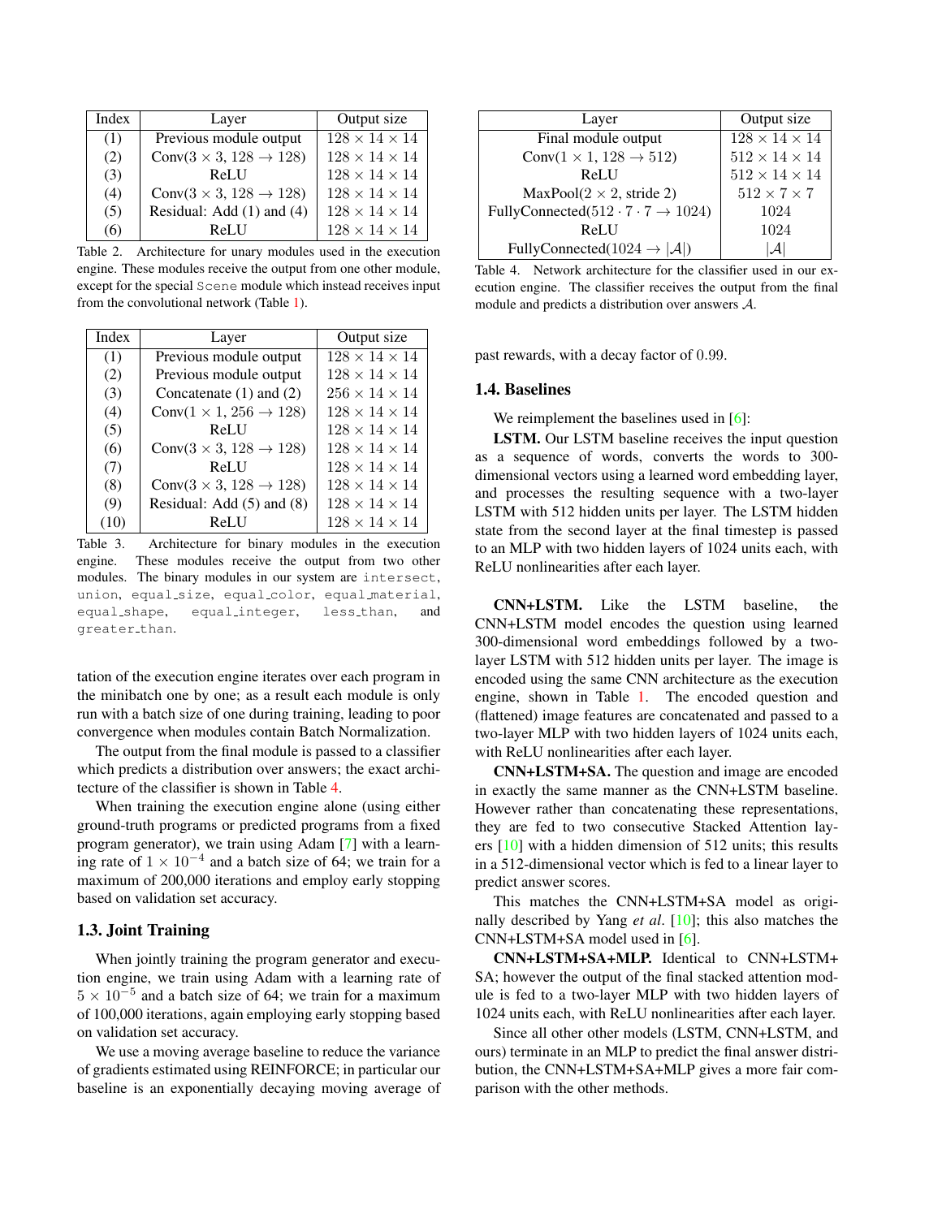| Index | Layer | Output size |
| --- | --- | --- |
| (1) | Previous module output | $128 \times 14 \times 14$ |
| (2) | Conv($3 \times 3$, $128 \rightarrow 128$) | $128 \times 14 \times 14$ |
| (3) | ReLU | $128 \times 14 \times 14$ |
| (4) | Conv($3 \times 3$, $128 \rightarrow 128$) | $128 \times 14 \times 14$ |
| (5) | Residual: Add (1) and (4) | $128 \times 14 \times 14$ |
| (6) | ReLU | $128 \times 14 \times 14$ |

Table 2. Architecture for unary modules used in the execution engine. These modules receive the output from one other module, except for the special `Scene` module which instead receives input from the convolutional network (Table 1).

| Index | Layer | Output size |
| --- | --- | --- |
| (1) | Previous module output | $128 \times 14 \times 14$ |
| (2) | Previous module output | $128 \times 14 \times 14$ |
| (3) | Concatenate (1) and (2) | $256 \times 14 \times 14$ |
| (4) | Conv($1 \times 1$, $256 \rightarrow 128$) | $128 \times 14 \times 14$ |
| (5) | ReLU | $128 \times 14 \times 14$ |
| (6) | Conv($3 \times 3$, $128 \rightarrow 128$) | $128 \times 14 \times 14$ |
| (7) | ReLU | $128 \times 14 \times 14$ |
| (8) | Conv($3 \times 3$, $128 \rightarrow 128$) | $128 \times 14 \times 14$ |
| (9) | Residual: Add (5) and (8) | $128 \times 14 \times 14$ |
| (10) | ReLU | $128 \times 14 \times 14$ |

Table 3. Architecture for binary modules in the execution engine. These modules receive the output from two other modules. The binary modules in our system are `intersect`, `union`, `equal_size`, `equal_color`, `equal_material`, `equal_shape`, `equal_integer`, `less_than`, and `greater_than`.

tation of the execution engine iterates over each program in the minibatch one by one; as a result each module is only run with a batch size of one during training, leading to poor convergence when modules contain Batch Normalization.

The output from the final module is passed to a classifier which predicts a distribution over answers; the exact architecture of the classifier is shown in Table 4.

When training the execution engine alone (using either ground-truth programs or predicted programs from a fixed program generator), we train using Adam [7] with a learning rate of $1 \times 10^{-4}$ and a batch size of 64; we train for a maximum of 200,000 iterations and employ early stopping based on validation set accuracy.

### 1.3. Joint Training

When jointly training the program generator and execution engine, we train using Adam with a learning rate of $5 \times 10^{-5}$ and a batch size of 64; we train for a maximum of 100,000 iterations, again employing early stopping based on validation set accuracy.

We use a moving average baseline to reduce the variance of gradients estimated using REINFORCE; in particular our baseline is an exponentially decaying moving average of past rewards, with a decay factor of 0.99.

| Layer | Output size |
| --- | --- |
| Final module output | $128 \times 14 \times 14$ |
| Conv($1 \times 1$, $128 \rightarrow 512$) | $512 \times 14 \times 14$ |
| ReLU | $512 \times 14 \times 14$ |
| MaxPool($2 \times 2$, stride 2) | $512 \times 7 \times 7$ |
| FullyConnected($512 \cdot 7 \cdot 7 \rightarrow 1024$) | 1024 |
| ReLU | 1024 |
| FullyConnected($1024 \rightarrow \lvert\mathcal{A}\rvert$) | $\lvert\mathcal{A}\rvert$ |

Table 4. Network architecture for the classifier used in our execution engine. The classifier receives the output from the final module and predicts a distribution over answers $\mathcal{A}$.

### 1.4. Baselines

We reimplement the baselines used in [6]:

**LSTM.** Our LSTM baseline receives the input question as a sequence of words, converts the words to 300-dimensional vectors using a learned word embedding layer, and processes the resulting sequence with a two-layer LSTM with 512 hidden units per layer. The LSTM hidden state from the second layer at the final timestep is passed to an MLP with two hidden layers of 1024 units each, with ReLU nonlinearities after each layer.

**CNN+LSTM.** Like the LSTM baseline, the CNN+LSTM model encodes the question using learned 300-dimensional word embeddings followed by a two-layer LSTM with 512 hidden units per layer. The image is encoded using the same CNN architecture as the execution engine, shown in Table 1. The encoded question and (flattened) image features are concatenated and passed to a two-layer MLP with two hidden layers of 1024 units each, with ReLU nonlinearities after each layer.

**CNN+LSTM+SA.** The question and image are encoded in exactly the same manner as the CNN+LSTM baseline. However rather than concatenating these representations, they are fed to two consecutive Stacked Attention layers [10] with a hidden dimension of 512 units; this results in a 512-dimensional vector which is fed to a linear layer to predict answer scores.

This matches the CNN+LSTM+SA model as originally described by Yang *et al*. [10]; this also matches the CNN+LSTM+SA model used in [6].

**CNN+LSTM+SA+MLP.** Identical to CNN+LSTM+SA; however the output of the final stacked attention module is fed to a two-layer MLP with two hidden layers of 1024 units each, with ReLU nonlinearities after each layer.

Since all other other models (LSTM, CNN+LSTM, and ours) terminate in an MLP to predict the final answer distribution, the CNN+LSTM+SA+MLP gives a more fair comparison with the other methods.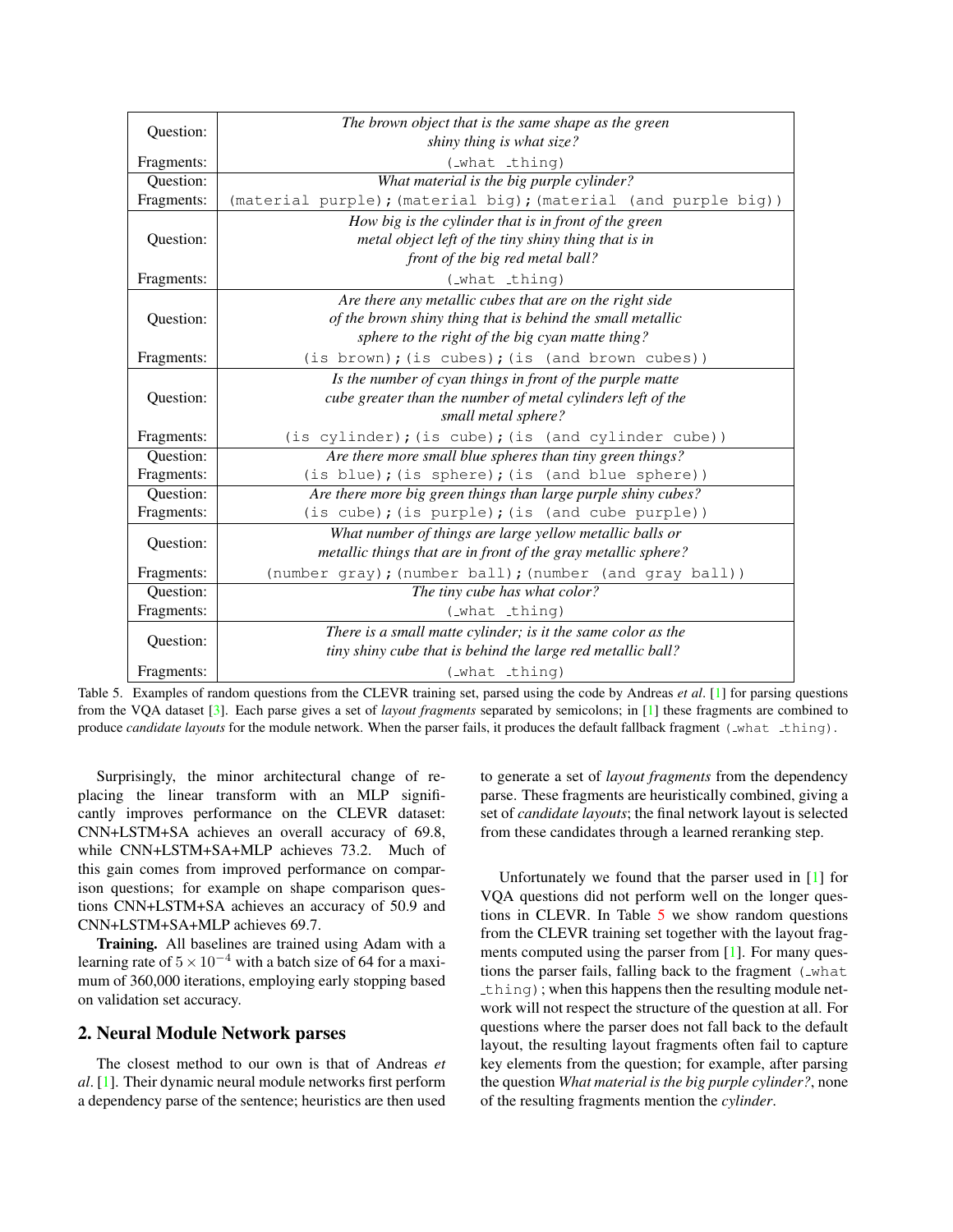| | |
|---|---|
| Question: | *The brown object that is the same shape as the green shiny thing is what size?* |
| Fragments: | `(_what _thing)` |
| Question: | *What material is the big purple cylinder?* |
| Fragments: | `(material purple);(material big);(material (and purple big))` |
| Question: | *How big is the cylinder that is in front of the green metal object left of the tiny shiny thing that is in front of the big red metal ball?* |
| Fragments: | `(_what _thing)` |
| Question: | *Are there any metallic cubes that are on the right side of the brown shiny thing that is behind the small metallic sphere to the right of the big cyan matte thing?* |
| Fragments: | `(is brown);(is cubes);(is (and brown cubes))` |
| Question: | *Is the number of cyan things in front of the purple matte cube greater than the number of metal cylinders left of the small metal sphere?* |
| Fragments: | `(is cylinder);(is cube);(is (and cylinder cube))` |
| Question: | *Are there more small blue spheres than tiny green things?* |
| Fragments: | `(is blue);(is sphere);(is (and blue sphere))` |
| Question: | *Are there more big green things than large purple shiny cubes?* |
| Fragments: | `(is cube);(is purple);(is (and cube purple))` |
| Question: | *What number of things are large yellow metallic balls or metallic things that are in front of the gray metallic sphere?* |
| Fragments: | `(number gray);(number ball);(number (and gray ball))` |
| Question: | *The tiny cube has what color?* |
| Fragments: | `(_what _thing)` |
| Question: | *There is a small matte cylinder; is it the same color as the tiny shiny cube that is behind the large red metallic ball?* |
| Fragments: | `(_what _thing)` |

Table 5. Examples of random questions from the CLEVR training set, parsed using the code by Andreas *et al*. [1] for parsing questions from the VQA dataset [3]. Each parse gives a set of *layout fragments* separated by semicolons; in [1] these fragments are combined to produce *candidate layouts* for the module network. When the parser fails, it produces the default fallback fragment `(_what _thing)`.

Surprisingly, the minor architectural change of replacing the linear transform with an MLP significantly improves performance on the CLEVR dataset: CNN+LSTM+SA achieves an overall accuracy of 69.8, while CNN+LSTM+SA+MLP achieves 73.2. Much of this gain comes from improved performance on comparison questions; for example on shape comparison questions CNN+LSTM+SA achieves an accuracy of 50.9 and CNN+LSTM+SA+MLP achieves 69.7.

**Training.** All baselines are trained using Adam with a learning rate of $5 \times 10^{-4}$ with a batch size of 64 for a maximum of 360,000 iterations, employing early stopping based on validation set accuracy.

## 2. Neural Module Network parses

The closest method to our own is that of Andreas *et al*. [1]. Their dynamic neural module networks first perform a dependency parse of the sentence; heuristics are then used to generate a set of *layout fragments* from the dependency parse. These fragments are heuristically combined, giving a set of *candidate layouts*; the final network layout is selected from these candidates through a learned reranking step.

Unfortunately we found that the parser used in [1] for VQA questions did not perform well on the longer questions in CLEVR. In Table 5 we show random questions from the CLEVR training set together with the layout fragments computed using the parser from [1]. For many questions the parser fails, falling back to the fragment `(_what _thing)`; when this happens then the resulting module network will not respect the structure of the question at all. For questions where the parser does not fall back to the default layout, the resulting layout fragments often fail to capture key elements from the question; for example, after parsing the question *What material is the big purple cylinder?*, none of the resulting fragments mention the *cylinder*.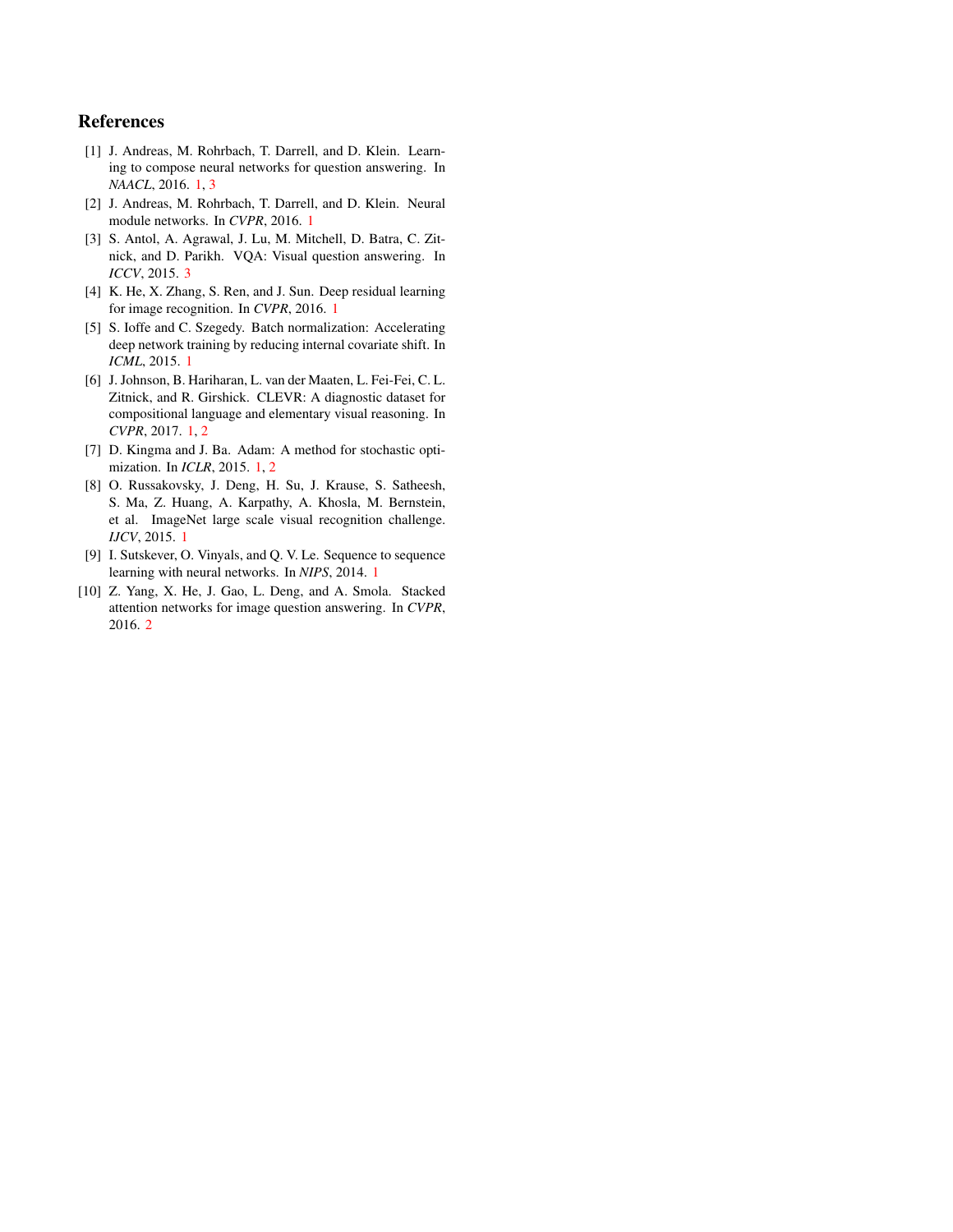## References

[1] J. Andreas, M. Rohrbach, T. Darrell, and D. Klein. Learning to compose neural networks for question answering. In *NAACL*, 2016. 1, 3

[2] J. Andreas, M. Rohrbach, T. Darrell, and D. Klein. Neural module networks. In *CVPR*, 2016. 1

[3] S. Antol, A. Agrawal, J. Lu, M. Mitchell, D. Batra, C. Zitnick, and D. Parikh. VQA: Visual question answering. In *ICCV*, 2015. 3

[4] K. He, X. Zhang, S. Ren, and J. Sun. Deep residual learning for image recognition. In *CVPR*, 2016. 1

[5] S. Ioffe and C. Szegedy. Batch normalization: Accelerating deep network training by reducing internal covariate shift. In *ICML*, 2015. 1

[6] J. Johnson, B. Hariharan, L. van der Maaten, L. Fei-Fei, C. L. Zitnick, and R. Girshick. CLEVR: A diagnostic dataset for compositional language and elementary visual reasoning. In *CVPR*, 2017. 1, 2

[7] D. Kingma and J. Ba. Adam: A method for stochastic optimization. In *ICLR*, 2015. 1, 2

[8] O. Russakovsky, J. Deng, H. Su, J. Krause, S. Satheesh, S. Ma, Z. Huang, A. Karpathy, A. Khosla, M. Bernstein, et al. ImageNet large scale visual recognition challenge. *IJCV*, 2015. 1

[9] I. Sutskever, O. Vinyals, and Q. V. Le. Sequence to sequence learning with neural networks. In *NIPS*, 2014. 1

[10] Z. Yang, X. He, J. Gao, L. Deng, and A. Smola. Stacked attention networks for image question answering. In *CVPR*, 2016. 2